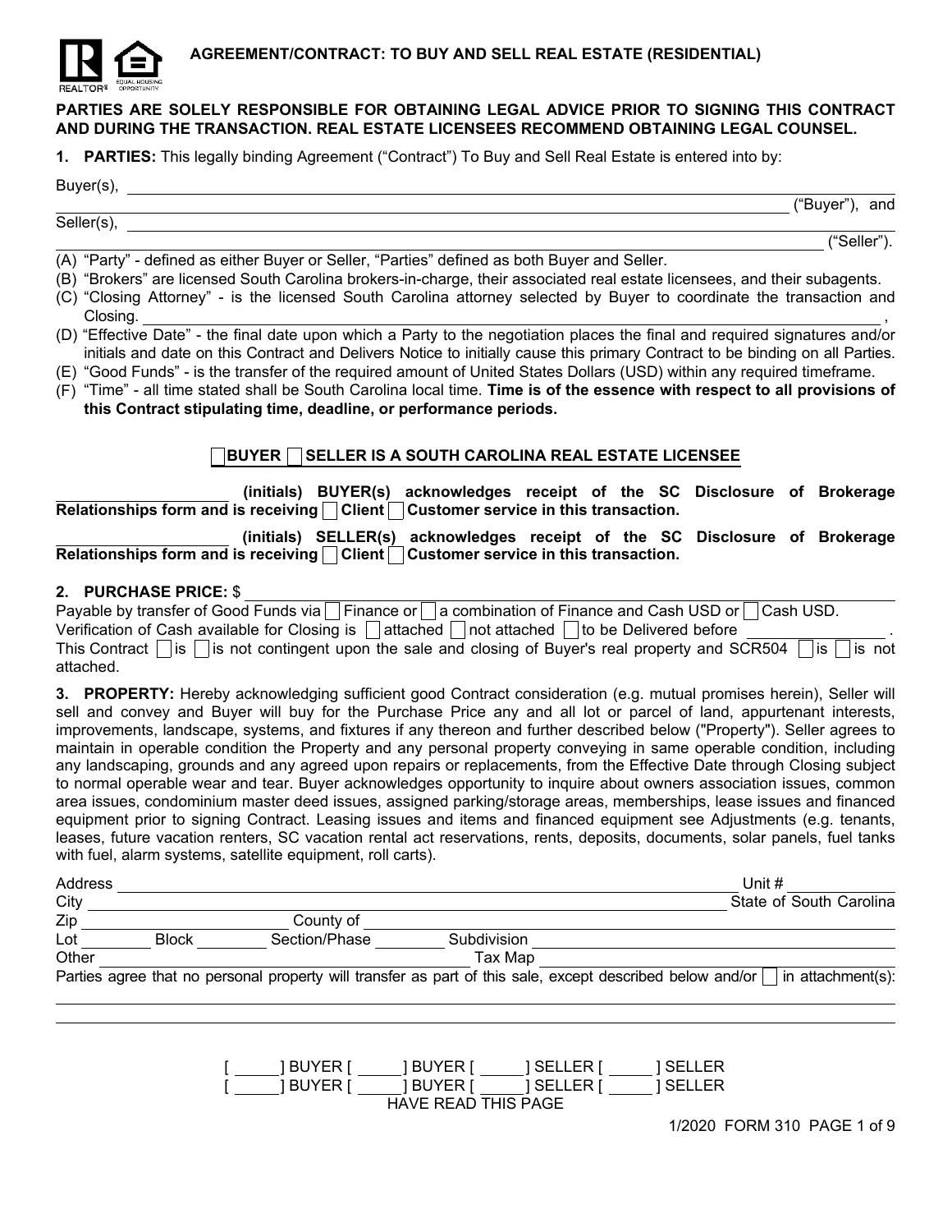# AGREEMENT/CONTRACT: TO BUY AND SELL REAL ESTATE (RESIDENTIAL)

**PARTIES ARE SOLELY RESPONSIBLE FOR OBTAINING LEGAL ADVICE PRIOR TO SIGNING THIS CONTRACT AND DURING THE TRANSACTION. REAL ESTATE LICENSEES RECOMMEND OBTAINING LEGAL COUNSEL.**

**1. PARTIES:** This legally binding Agreement ("Contract") To Buy and Sell Real Estate is entered into by:

Buyer(s), ______________________________________________________________________________

______________________________________________________________________________ ("Buyer"), and

Seller(s), ______________________________________________________________________________

______________________________________________________________________________ ("Seller").

(A) "Party" - defined as either Buyer or Seller, "Parties" defined as both Buyer and Seller.

(B) "Brokers" are licensed South Carolina brokers-in-charge, their associated real estate licensees, and their subagents.

(C) "Closing Attorney" - is the licensed South Carolina attorney selected by Buyer to coordinate the transaction and Closing. ______________________________________________________________________________ ,

(D) "Effective Date" - the final date upon which a Party to the negotiation places the final and required signatures and/or initials and date on this Contract and Delivers Notice to initially cause this primary Contract to be binding on all Parties.

(E) "Good Funds" - is the transfer of the required amount of United States Dollars (USD) within any required timeframe.

(F) "Time" - all time stated shall be South Carolina local time. **Time is of the essence with respect to all provisions of this Contract stipulating time, deadline, or performance periods.**

**☐ BUYER ☐ SELLER IS A SOUTH CAROLINA REAL ESTATE LICENSEE**

__________________ **(initials) BUYER(s) acknowledges receipt of the SC Disclosure of Brokerage Relationships form and is receiving ☐ Client ☐ Customer service in this transaction.**

__________________ **(initials) SELLER(s) acknowledges receipt of the SC Disclosure of Brokerage Relationships form and is receiving ☐ Client ☐ Customer service in this transaction.**

**2. PURCHASE PRICE:** $ ______________________________________________________________________________

Payable by transfer of Good Funds via ☐ Finance or ☐ a combination of Finance and Cash USD or ☐ Cash USD.
Verification of Cash available for Closing is ☐ attached ☐ not attached ☐ to be Delivered before ______________ .
This Contract ☐ is ☐ is not contingent upon the sale and closing of Buyer's real property and SCR504 ☐ is ☐ is not attached.

**3. PROPERTY:** Hereby acknowledging sufficient good Contract consideration (e.g. mutual promises herein), Seller will sell and convey and Buyer will buy for the Purchase Price any and all lot or parcel of land, appurtenant interests, improvements, landscape, systems, and fixtures if any thereon and further described below ("Property"). Seller agrees to maintain in operable condition the Property and any personal property conveying in same operable condition, including any landscaping, grounds and any agreed upon repairs or replacements, from the Effective Date through Closing subject to normal operable wear and tear. Buyer acknowledges opportunity to inquire about owners association issues, common area issues, condominium master deed issues, assigned parking/storage areas, memberships, lease issues and financed equipment prior to signing Contract. Leasing issues and items and financed equipment see Adjustments (e.g. tenants, leases, future vacation renters, SC vacation rental act reservations, rents, deposits, documents, solar panels, fuel tanks with fuel, alarm systems, satellite equipment, roll carts).

Address ______________________________________________________ Unit # __________

City ______________________________________________________ State of South Carolina

Zip ______________ County of ______________________________________________

Lot ________ Block ________ Section/Phase ________ Subdivision ______________________

Other ______________________________ Tax Map ______________________________

Parties agree that no personal property will transfer as part of this sale, except described below and/or ☐ in attachment(s):

______________________________________________________________________________

______________________________________________________________________________

[ _____ ] BUYER [ _____ ] BUYER [ _____ ] SELLER [ _____ ] SELLER
[ _____ ] BUYER [ _____ ] BUYER [ _____ ] SELLER [ _____ ] SELLER
HAVE READ THIS PAGE

1/2020 FORM 310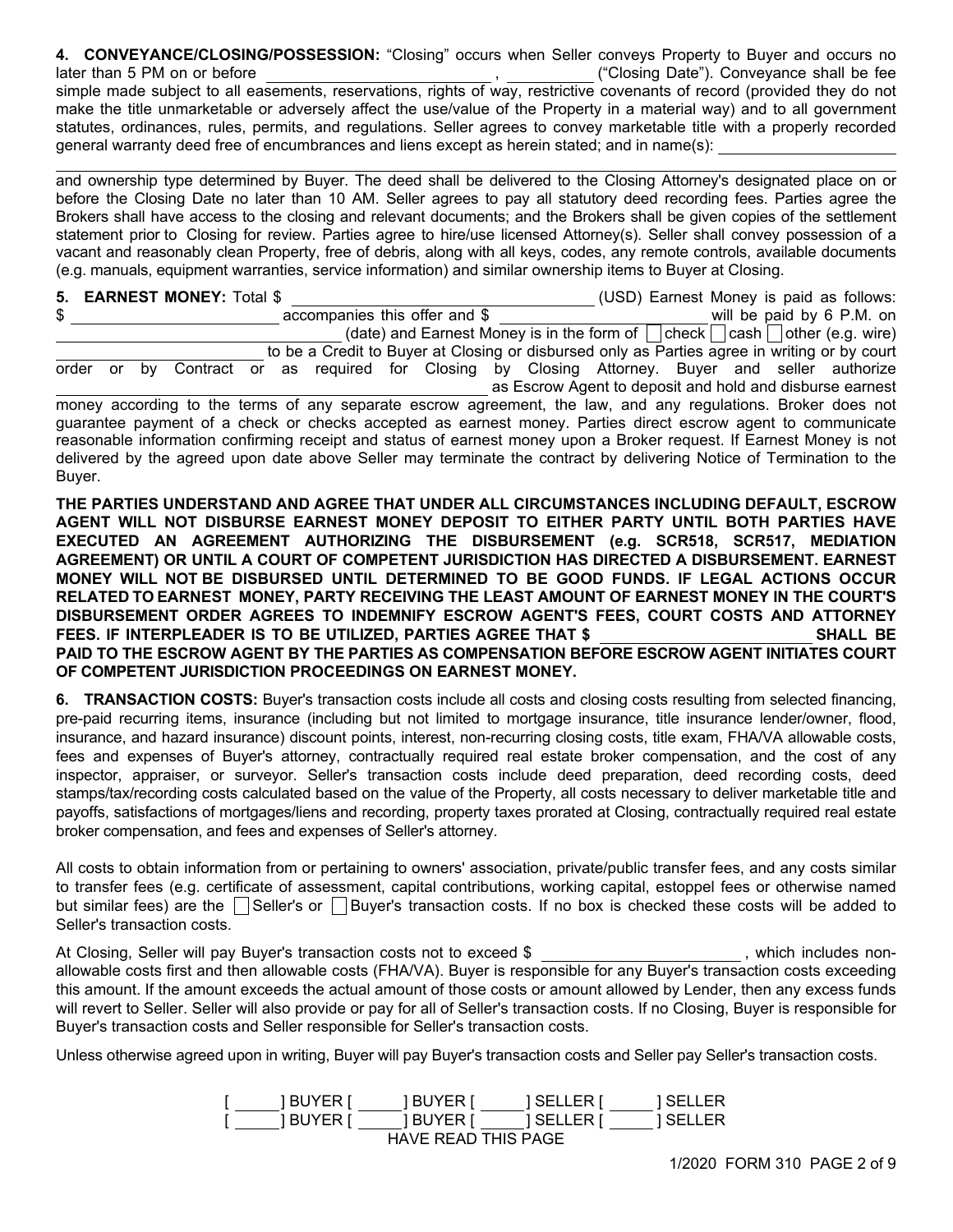**4. CONVEYANCE/CLOSING/POSSESSION:** "Closing" occurs when Seller conveys Property to Buyer and occurs no later than 5 PM on or before \_\_\_\_\_\_\_\_\_\_\_\_\_\_\_\_\_\_\_\_\_\_\_\_, \_\_\_\_\_\_\_\_\_\_ ("Closing Date"). Conveyance shall be fee simple made subject to all easements, reservations, rights of way, restrictive covenants of record (provided they do not make the title unmarketable or adversely affect the use/value of the Property in a material way) and to all government statutes, ordinances, rules, permits, and regulations. Seller agrees to convey marketable title with a properly recorded general warranty deed free of encumbrances and liens except as herein stated; and in name(s): \_\_\_\_\_\_\_\_\_\_\_\_\_\_\_\_\_\_\_\_

\_\_\_\_\_\_\_\_\_\_\_\_\_\_\_\_\_\_\_\_\_\_\_\_\_\_\_\_\_\_\_\_\_\_\_\_\_\_\_\_\_\_\_\_\_\_\_\_\_\_\_\_\_\_\_\_\_\_\_\_\_\_\_\_\_\_\_\_\_\_\_\_ and ownership type determined by Buyer. The deed shall be delivered to the Closing Attorney's designated place on or before the Closing Date no later than 10 AM. Seller agrees to pay all statutory deed recording fees. Parties agree the Brokers shall have access to the closing and relevant documents; and the Brokers shall be given copies of the settlement statement prior to Closing for review. Parties agree to hire/use licensed Attorney(s). Seller shall convey possession of a vacant and reasonably clean Property, free of debris, along with all keys, codes, any remote controls, available documents (e.g. manuals, equipment warranties, service information) and similar ownership items to Buyer at Closing.

**5. EARNEST MONEY:** Total $ \_\_\_\_\_\_\_\_\_\_\_\_\_\_\_\_\_\_\_\_\_\_\_\_\_\_\_\_\_\_ (USD) Earnest Money is paid as follows: $ \_\_\_\_\_\_\_\_\_\_\_\_\_\_\_\_\_\_\_\_\_\_ accompanies this offer and $ \_\_\_\_\_\_\_\_\_\_\_\_\_\_\_\_\_\_\_\_\_\_ will be paid by 6 P.M. on \_\_\_\_\_\_\_\_\_\_\_\_\_\_\_\_\_\_\_\_\_\_\_\_\_\_\_\_\_\_ (date) and Earnest Money is in the form of ☐ check ☐ cash ☐ other (e.g. wire) \_\_\_\_\_\_\_\_\_\_\_\_\_\_\_\_\_\_\_\_\_\_ to be a Credit to Buyer at Closing or disbursed only as Parties agree in writing or by court order or by Contract or as required for Closing by Closing Attorney. Buyer and seller authorize \_\_\_\_\_\_\_\_\_\_\_\_\_\_\_\_\_\_\_\_\_\_\_\_\_\_\_\_\_\_\_\_\_\_\_\_\_\_\_\_\_\_\_\_\_\_ as Escrow Agent to deposit and hold and disburse earnest money according to the terms of any separate escrow agreement, the law, and any regulations. Broker does not guarantee payment of a check or checks accepted as earnest money. Parties direct escrow agent to communicate reasonable information confirming receipt and status of earnest money upon a Broker request. If Earnest Money is not delivered by the agreed upon date above Seller may terminate the contract by delivering Notice of Termination to the Buyer.

**THE PARTIES UNDERSTAND AND AGREE THAT UNDER ALL CIRCUMSTANCES INCLUDING DEFAULT, ESCROW AGENT WILL NOT DISBURSE EARNEST MONEY DEPOSIT TO EITHER PARTY UNTIL BOTH PARTIES HAVE EXECUTED AN AGREEMENT AUTHORIZING THE DISBURSEMENT (e.g. SCR518, SCR517, MEDIATION AGREEMENT) OR UNTIL A COURT OF COMPETENT JURISDICTION HAS DIRECTED A DISBURSEMENT. EARNEST MONEY WILL NOT BE DISBURSED UNTIL DETERMINED TO BE GOOD FUNDS. IF LEGAL ACTIONS OCCUR RELATED TO EARNEST MONEY, PARTY RECEIVING THE LEAST AMOUNT OF EARNEST MONEY IN THE COURT'S DISBURSEMENT ORDER AGREES TO INDEMNIFY ESCROW AGENT'S FEES, COURT COSTS AND ATTORNEY FEES. IF INTERPLEADER IS TO BE UTILIZED, PARTIES AGREE THAT $ \_\_\_\_\_\_\_\_\_\_\_\_\_\_\_\_\_\_\_\_\_\_ SHALL BE PAID TO THE ESCROW AGENT BY THE PARTIES AS COMPENSATION BEFORE ESCROW AGENT INITIATES COURT OF COMPETENT JURISDICTION PROCEEDINGS ON EARNEST MONEY.**

**6. TRANSACTION COSTS:** Buyer's transaction costs include all costs and closing costs resulting from selected financing, pre-paid recurring items, insurance (including but not limited to mortgage insurance, title insurance lender/owner, flood, insurance, and hazard insurance) discount points, interest, non-recurring closing costs, title exam, FHA/VA allowable costs, fees and expenses of Buyer's attorney, contractually required real estate broker compensation, and the cost of any inspector, appraiser, or surveyor. Seller's transaction costs include deed preparation, deed recording costs, deed stamps/tax/recording costs calculated based on the value of the Property, all costs necessary to deliver marketable title and payoffs, satisfactions of mortgages/liens and recording, property taxes prorated at Closing, contractually required real estate broker compensation, and fees and expenses of Seller's attorney.

All costs to obtain information from or pertaining to owners' association, private/public transfer fees, and any costs similar to transfer fees (e.g. certificate of assessment, capital contributions, working capital, estoppel fees or otherwise named but similar fees) are the ☐ Seller's or ☐ Buyer's transaction costs. If no box is checked these costs will be added to Seller's transaction costs.

At Closing, Seller will pay Buyer's transaction costs not to exceed $ \_\_\_\_\_\_\_\_\_\_\_\_\_\_\_\_\_\_\_\_\_\_ , which includes non-allowable costs first and then allowable costs (FHA/VA). Buyer is responsible for any Buyer's transaction costs exceeding this amount. If the amount exceeds the actual amount of those costs or amount allowed by Lender, then any excess funds will revert to Seller. Seller will also provide or pay for all of Seller's transaction costs. If no Closing, Buyer is responsible for Buyer's transaction costs and Seller responsible for Seller's transaction costs.

Unless otherwise agreed upon in writing, Buyer will pay Buyer's transaction costs and Seller pay Seller's transaction costs.

[ \_\_\_\_\_ ] BUYER [ \_\_\_\_\_ ] BUYER [ \_\_\_\_\_ ] SELLER [ \_\_\_\_\_ ] SELLER
[ \_\_\_\_\_ ] BUYER [ \_\_\_\_\_ ] BUYER [ \_\_\_\_\_ ] SELLER [ \_\_\_\_\_ ] SELLER
HAVE READ THIS PAGE

1/2020 FORM 310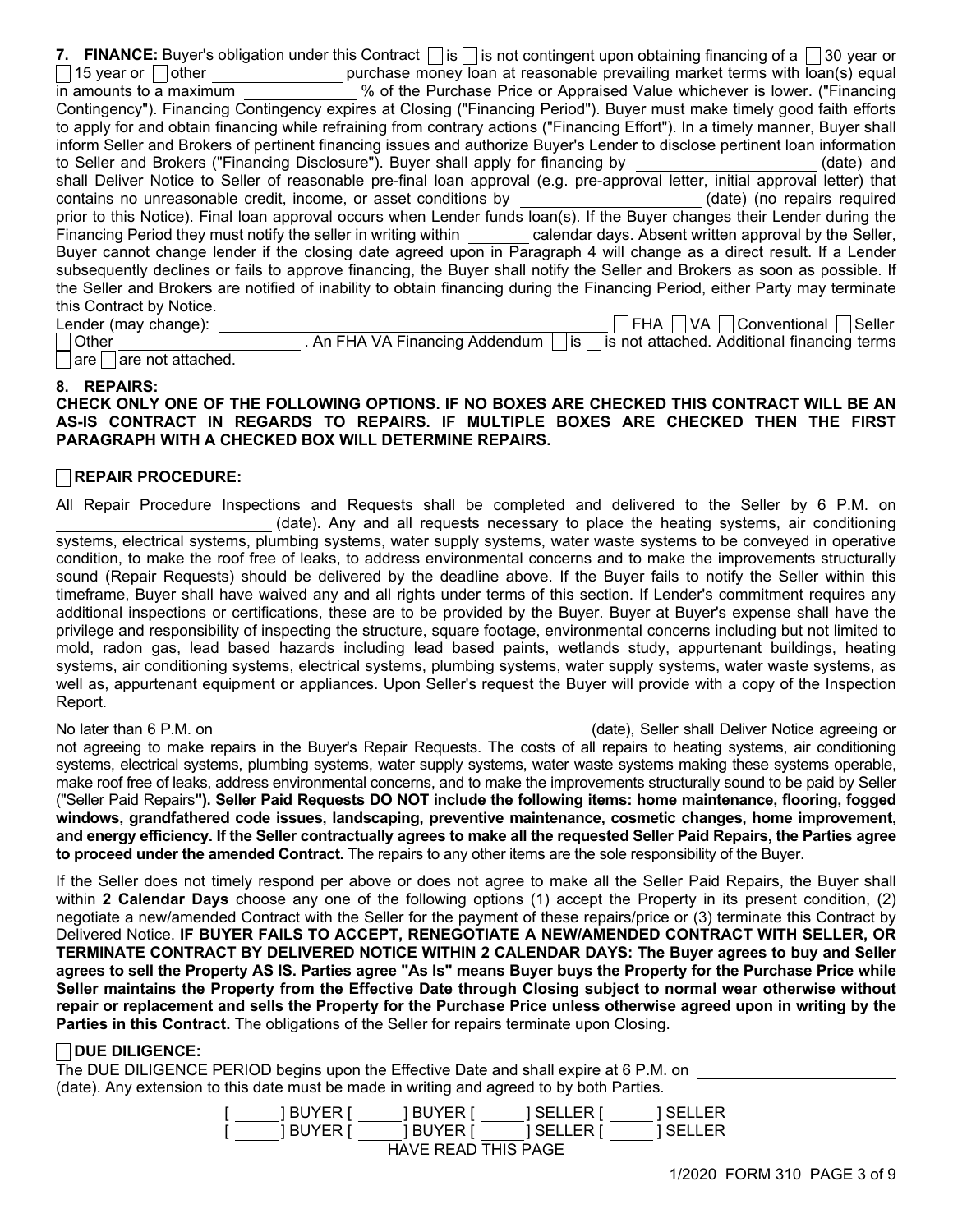**7. FINANCE:** Buyer's obligation under this Contract ☐ is ☐ is not contingent upon obtaining financing of a ☐ 30 year or ☐ 15 year or ☐ other ______________ purchase money loan at reasonable prevailing market terms with loan(s) equal in amounts to a maximum ____________ % of the Purchase Price or Appraised Value whichever is lower. ("Financing Contingency"). Financing Contingency expires at Closing ("Financing Period"). Buyer must make timely good faith efforts to apply for and obtain financing while refraining from contrary actions ("Financing Effort"). In a timely manner, Buyer shall inform Seller and Brokers of pertinent financing issues and authorize Buyer's Lender to disclose pertinent loan information to Seller and Brokers ("Financing Disclosure"). Buyer shall apply for financing by ____________________ (date) and shall Deliver Notice to Seller of reasonable pre-final loan approval (e.g. pre-approval letter, initial approval letter) that contains no unreasonable credit, income, or asset conditions by ____________________ (date) (no repairs required prior to this Notice). Final loan approval occurs when Lender funds loan(s). If the Buyer changes their Lender during the Financing Period they must notify the seller in writing within _______ calendar days. Absent written approval by the Seller, Buyer cannot change lender if the closing date agreed upon in Paragraph 4 will change as a direct result. If a Lender subsequently declines or fails to approve financing, the Buyer shall notify the Seller and Brokers as soon as possible. If the Seller and Brokers are notified of inability to obtain financing during the Financing Period, either Party may terminate this Contract by Notice.

Lender (may change): ________________________________________ ☐ FHA ☐ VA ☐ Conventional ☐ Seller ☐ Other ____________________. An FHA VA Financing Addendum ☐ is ☐ is not attached. Additional financing terms ☐ are ☐ are not attached.

**8. REPAIRS:**

**CHECK ONLY ONE OF THE FOLLOWING OPTIONS. IF NO BOXES ARE CHECKED THIS CONTRACT WILL BE AN AS-IS CONTRACT IN REGARDS TO REPAIRS. IF MULTIPLE BOXES ARE CHECKED THEN THE FIRST PARAGRAPH WITH A CHECKED BOX WILL DETERMINE REPAIRS.**

☐ **REPAIR PROCEDURE:**

All Repair Procedure Inspections and Requests shall be completed and delivered to the Seller by 6 P.M. on ________________________ (date). Any and all requests necessary to place the heating systems, air conditioning systems, electrical systems, plumbing systems, water supply systems, water waste systems to be conveyed in operative condition, to make the roof free of leaks, to address environmental concerns and to make the improvements structurally sound (Repair Requests) should be delivered by the deadline above. If the Buyer fails to notify the Seller within this timeframe, Buyer shall have waived any and all rights under terms of this section. If Lender's commitment requires any additional inspections or certifications, these are to be provided by the Buyer. Buyer at Buyer's expense shall have the privilege and responsibility of inspecting the structure, square footage, environmental concerns including but not limited to mold, radon gas, lead based hazards including lead based paints, wetlands study, appurtenant buildings, heating systems, air conditioning systems, electrical systems, plumbing systems, water supply systems, water waste systems, as well as, appurtenant equipment or appliances. Upon Seller's request the Buyer will provide with a copy of the Inspection Report.

No later than 6 P.M. on ________________________________________ (date), Seller shall Deliver Notice agreeing or not agreeing to make repairs in the Buyer's Repair Requests. The costs of all repairs to heating systems, air conditioning systems, electrical systems, plumbing systems, water supply systems, water waste systems making these systems operable, make roof free of leaks, address environmental concerns, and to make the improvements structurally sound to be paid by Seller ("Seller Paid Repairs**"). Seller Paid Requests DO NOT include the following items: home maintenance, flooring, fogged windows, grandfathered code issues, landscaping, preventive maintenance, cosmetic changes, home improvement, and energy efficiency. If the Seller contractually agrees to make all the requested Seller Paid Repairs, the Parties agree to proceed under the amended Contract.** The repairs to any other items are the sole responsibility of the Buyer.

If the Seller does not timely respond per above or does not agree to make all the Seller Paid Repairs, the Buyer shall within **2 Calendar Days** choose any one of the following options (1) accept the Property in its present condition, (2) negotiate a new/amended Contract with the Seller for the payment of these repairs/price or (3) terminate this Contract by Delivered Notice. **IF BUYER FAILS TO ACCEPT, RENEGOTIATE A NEW/AMENDED CONTRACT WITH SELLER, OR TERMINATE CONTRACT BY DELIVERED NOTICE WITHIN 2 CALENDAR DAYS: The Buyer agrees to buy and Seller agrees to sell the Property AS IS. Parties agree "As Is" means Buyer buys the Property for the Purchase Price while Seller maintains the Property from the Effective Date through Closing subject to normal wear otherwise without repair or replacement and sells the Property for the Purchase Price unless otherwise agreed upon in writing by the Parties in this Contract.** The obligations of the Seller for repairs terminate upon Closing.

☐ **DUE DILIGENCE:**

The DUE DILIGENCE PERIOD begins upon the Effective Date and shall expire at 6 P.M. on ____________________ (date). Any extension to this date must be made in writing and agreed to by both Parties.

[ _____ ] BUYER [ _____ ] BUYER [ _____ ] SELLER [ _____ ] SELLER
[ _____ ] BUYER [ _____ ] BUYER [ _____ ] SELLER [ _____ ] SELLER
HAVE READ THIS PAGE

1/2020 FORM 310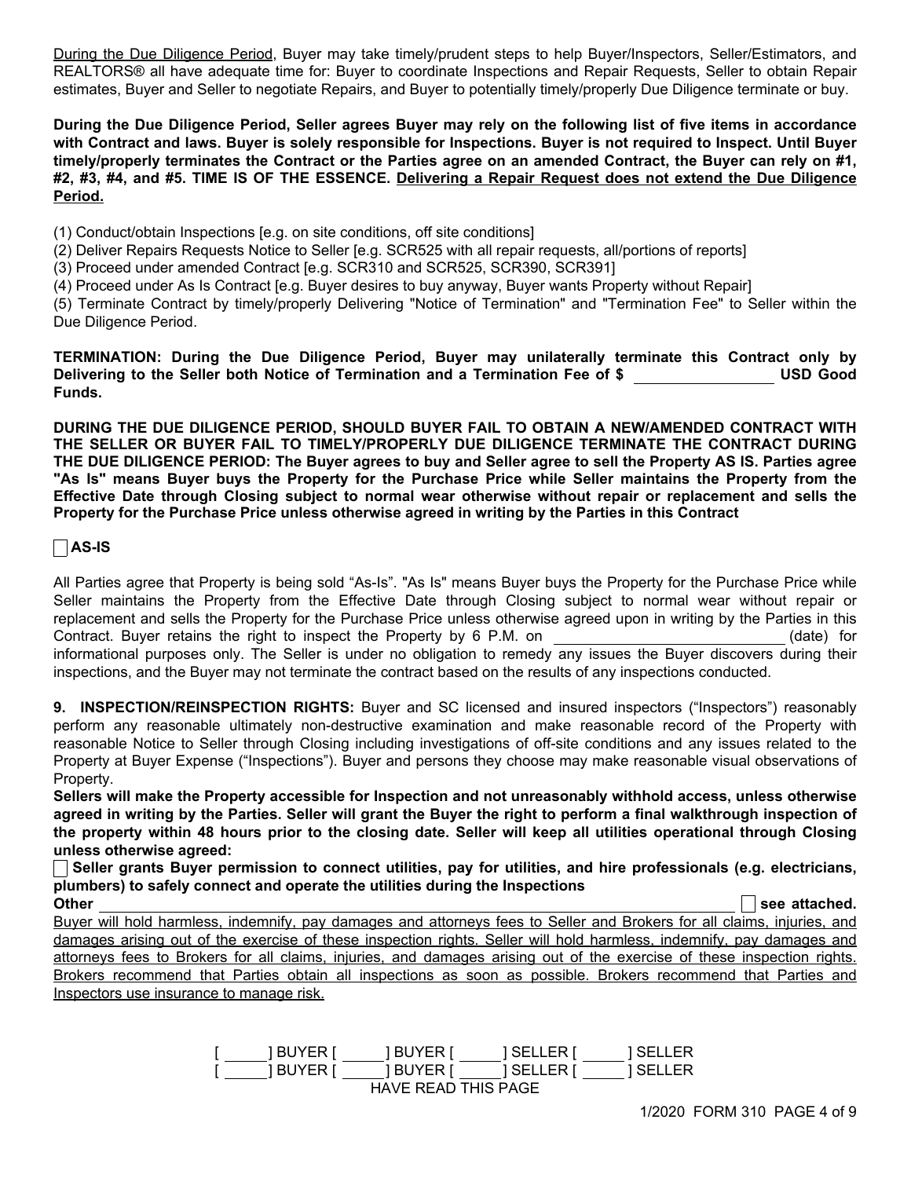<u>During the Due Diligence Period</u>, Buyer may take timely/prudent steps to help Buyer/Inspectors, Seller/Estimators, and REALTORS® all have adequate time for: Buyer to coordinate Inspections and Repair Requests, Seller to obtain Repair estimates, Buyer and Seller to negotiate Repairs, and Buyer to potentially timely/properly Due Diligence terminate or buy.

**During the Due Diligence Period, Seller agrees Buyer may rely on the following list of five items in accordance with Contract and laws. Buyer is solely responsible for Inspections. Buyer is not required to Inspect. Until Buyer timely/properly terminates the Contract or the Parties agree on an amended Contract, the Buyer can rely on #1, #2, #3, #4, and #5. TIME IS OF THE ESSENCE. <u>Delivering a Repair Request does not extend the Due Diligence Period.</u>**

(1) Conduct/obtain Inspections [e.g. on site conditions, off site conditions]

(2) Deliver Repairs Requests Notice to Seller [e.g. SCR525 with all repair requests, all/portions of reports]

(3) Proceed under amended Contract [e.g. SCR310 and SCR525, SCR390, SCR391]

(4) Proceed under As Is Contract [e.g. Buyer desires to buy anyway, Buyer wants Property without Repair]

(5) Terminate Contract by timely/properly Delivering "Notice of Termination" and "Termination Fee" to Seller within the Due Diligence Period.

**TERMINATION: During the Due Diligence Period, Buyer may unilaterally terminate this Contract only by Delivering to the Seller both Notice of Termination and a Termination Fee of $ ________________ USD Good Funds.**

**DURING THE DUE DILIGENCE PERIOD, SHOULD BUYER FAIL TO OBTAIN A NEW/AMENDED CONTRACT WITH THE SELLER OR BUYER FAIL TO TIMELY/PROPERLY DUE DILIGENCE TERMINATE THE CONTRACT DURING THE DUE DILIGENCE PERIOD: The Buyer agrees to buy and Seller agree to sell the Property AS IS. Parties agree "As Is" means Buyer buys the Property for the Purchase Price while Seller maintains the Property from the Effective Date through Closing subject to normal wear otherwise without repair or replacement and sells the Property for the Purchase Price unless otherwise agreed in writing by the Parties in this Contract**

☐ **AS-IS**

All Parties agree that Property is being sold "As-Is". "As Is" means Buyer buys the Property for the Purchase Price while Seller maintains the Property from the Effective Date through Closing subject to normal wear without repair or replacement and sells the Property for the Purchase Price unless otherwise agreed upon in writing by the Parties in this Contract. Buyer retains the right to inspect the Property by 6 P.M. on ____________________________ (date) for informational purposes only. The Seller is under no obligation to remedy any issues the Buyer discovers during their inspections, and the Buyer may not terminate the contract based on the results of any inspections conducted.

**9. INSPECTION/REINSPECTION RIGHTS:** Buyer and SC licensed and insured inspectors ("Inspectors") reasonably perform any reasonable ultimately non-destructive examination and make reasonable record of the Property with reasonable Notice to Seller through Closing including investigations of off-site conditions and any issues related to the Property at Buyer Expense ("Inspections"). Buyer and persons they choose may make reasonable visual observations of Property.

**Sellers will make the Property accessible for Inspection and not unreasonably withhold access, unless otherwise agreed in writing by the Parties. Seller will grant the Buyer the right to perform a final walkthrough inspection of the property within 48 hours prior to the closing date. Seller will keep all utilities operational through Closing unless otherwise agreed:**

☐ **Seller grants Buyer permission to connect utilities, pay for utilities, and hire professionals (e.g. electricians, plumbers) to safely connect and operate the utilities during the Inspections**

**Other** ________________________________________________________________ ☐ **see attached.**

<u>Buyer will hold harmless, indemnify, pay damages and attorneys fees to Seller and Brokers for all claims, injuries, and damages arising out of the exercise of these inspection rights. Seller will hold harmless, indemnify, pay damages and attorneys fees to Brokers for all claims, injuries, and damages arising out of the exercise of these inspection rights. Brokers recommend that Parties obtain all inspections as soon as possible. Brokers recommend that Parties and Inspectors use insurance to manage risk.</u>

[ _____ ] BUYER [ _____ ] BUYER [ _____ ] SELLER [ _____ ] SELLER
[ _____ ] BUYER [ _____ ] BUYER [ _____ ] SELLER [ _____ ] SELLER
HAVE READ THIS PAGE

1/2020 FORM 310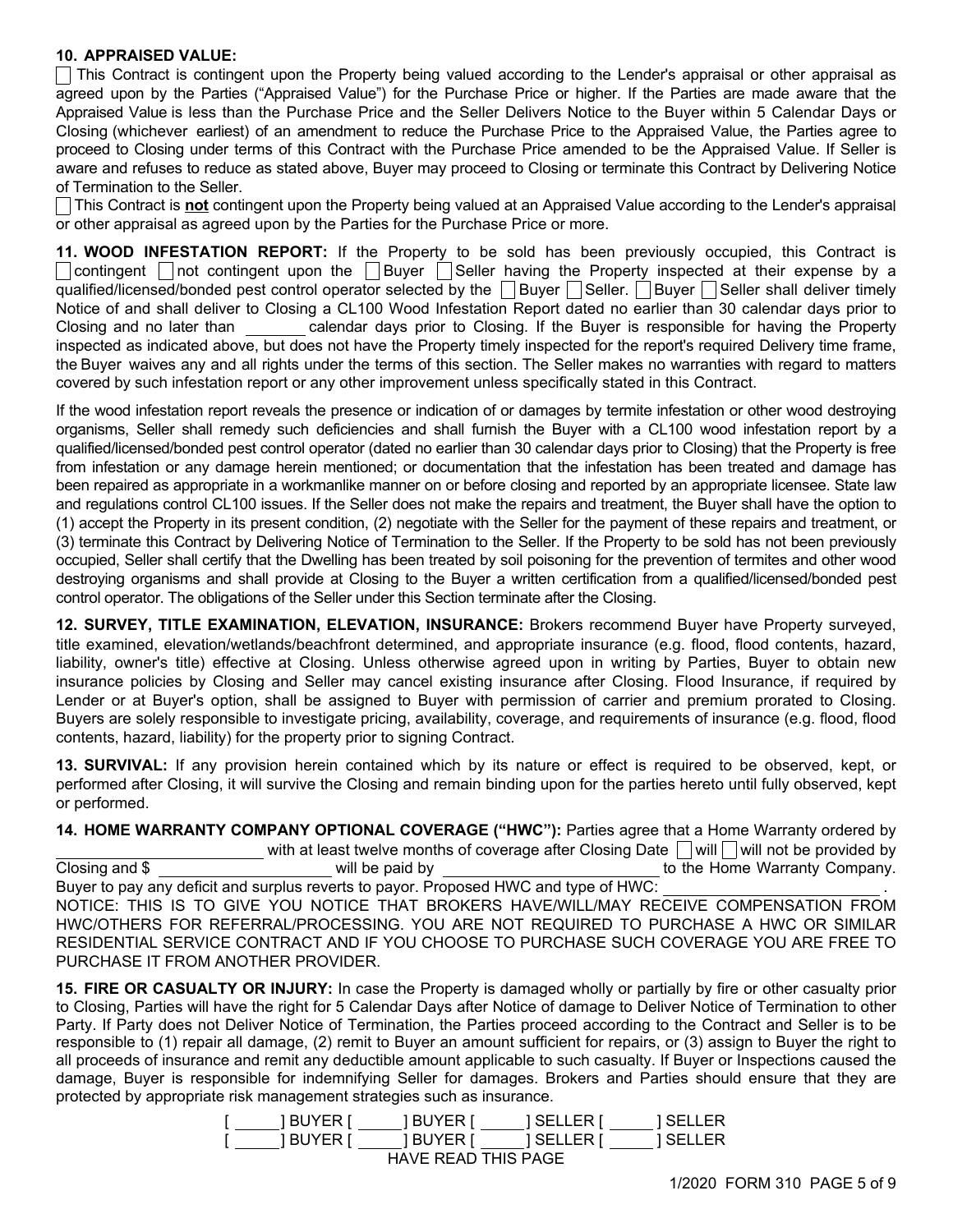**10. APPRAISED VALUE:**

☐ This Contract is contingent upon the Property being valued according to the Lender's appraisal or other appraisal as agreed upon by the Parties ("Appraised Value") for the Purchase Price or higher. If the Parties are made aware that the Appraised Value is less than the Purchase Price and the Seller Delivers Notice to the Buyer within 5 Calendar Days or Closing (whichever earliest) of an amendment to reduce the Purchase Price to the Appraised Value, the Parties agree to proceed to Closing under terms of this Contract with the Purchase Price amended to be the Appraised Value. If Seller is aware and refuses to reduce as stated above, Buyer may proceed to Closing or terminate this Contract by Delivering Notice of Termination to the Seller.

☐ This Contract is **not** contingent upon the Property being valued at an Appraised Value according to the Lender's appraisal or other appraisal as agreed upon by the Parties for the Purchase Price or more.

**11. WOOD INFESTATION REPORT:** If the Property to be sold has been previously occupied, this Contract is ☐ contingent ☐ not contingent upon the ☐ Buyer ☐ Seller having the Property inspected at their expense by a qualified/licensed/bonded pest control operator selected by the ☐ Buyer ☐ Seller. ☐ Buyer ☐ Seller shall deliver timely Notice of and shall deliver to Closing a CL100 Wood Infestation Report dated no earlier than 30 calendar days prior to Closing and no later than ______ calendar days prior to Closing. If the Buyer is responsible for having the Property inspected as indicated above, but does not have the Property timely inspected for the report's required Delivery time frame, the Buyer waives any and all rights under the terms of this section. The Seller makes no warranties with regard to matters covered by such infestation report or any other improvement unless specifically stated in this Contract.

If the wood infestation report reveals the presence or indication of or damages by termite infestation or other wood destroying organisms, Seller shall remedy such deficiencies and shall furnish the Buyer with a CL100 wood infestation report by a qualified/licensed/bonded pest control operator (dated no earlier than 30 calendar days prior to Closing) that the Property is free from infestation or any damage herein mentioned; or documentation that the infestation has been treated and damage has been repaired as appropriate in a workmanlike manner on or before closing and reported by an appropriate licensee. State law and regulations control CL100 issues. If the Seller does not make the repairs and treatment, the Buyer shall have the option to (1) accept the Property in its present condition, (2) negotiate with the Seller for the payment of these repairs and treatment, or (3) terminate this Contract by Delivering Notice of Termination to the Seller. If the Property to be sold has not been previously occupied, Seller shall certify that the Dwelling has been treated by soil poisoning for the prevention of termites and other wood destroying organisms and shall provide at Closing to the Buyer a written certification from a qualified/licensed/bonded pest control operator. The obligations of the Seller under this Section terminate after the Closing.

**12. SURVEY, TITLE EXAMINATION, ELEVATION, INSURANCE:** Brokers recommend Buyer have Property surveyed, title examined, elevation/wetlands/beachfront determined, and appropriate insurance (e.g. flood, flood contents, hazard, liability, owner's title) effective at Closing. Unless otherwise agreed upon in writing by Parties, Buyer to obtain new insurance policies by Closing and Seller may cancel existing insurance after Closing. Flood Insurance, if required by Lender or at Buyer's option, shall be assigned to Buyer with permission of carrier and premium prorated to Closing. Buyers are solely responsible to investigate pricing, availability, coverage, and requirements of insurance (e.g. flood, flood contents, hazard, liability) for the property prior to signing Contract.

**13. SURVIVAL:** If any provision herein contained which by its nature or effect is required to be observed, kept, or performed after Closing, it will survive the Closing and remain binding upon for the parties hereto until fully observed, kept or performed.

**14. HOME WARRANTY COMPANY OPTIONAL COVERAGE ("HWC"):** Parties agree that a Home Warranty ordered by ______________________ with at least twelve months of coverage after Closing Date ☐ will ☐ will not be provided by Closing and $ __________________ will be paid by ______________________ to the Home Warranty Company. Buyer to pay any deficit and surplus reverts to payor. Proposed HWC and type of HWC: ______________________.

NOTICE: THIS IS TO GIVE YOU NOTICE THAT BROKERS HAVE/WILL/MAY RECEIVE COMPENSATION FROM HWC/OTHERS FOR REFERRAL/PROCESSING. YOU ARE NOT REQUIRED TO PURCHASE A HWC OR SIMILAR RESIDENTIAL SERVICE CONTRACT AND IF YOU CHOOSE TO PURCHASE SUCH COVERAGE YOU ARE FREE TO PURCHASE IT FROM ANOTHER PROVIDER.

**15. FIRE OR CASUALTY OR INJURY:** In case the Property is damaged wholly or partially by fire or other casualty prior to Closing, Parties will have the right for 5 Calendar Days after Notice of damage to Deliver Notice of Termination to other Party. If Party does not Deliver Notice of Termination, the Parties proceed according to the Contract and Seller is to be responsible to (1) repair all damage, (2) remit to Buyer an amount sufficient for repairs, or (3) assign to Buyer the right to all proceeds of insurance and remit any deductible amount applicable to such casualty. If Buyer or Inspections caused the damage, Buyer is responsible for indemnifying Seller for damages. Brokers and Parties should ensure that they are protected by appropriate risk management strategies such as insurance.

[ _____ ] BUYER [ _____ ] BUYER [ _____ ] SELLER [ _____ ] SELLER
[ _____ ] BUYER [ _____ ] BUYER [ _____ ] SELLER [ _____ ] SELLER
HAVE READ THIS PAGE

1/2020 FORM 310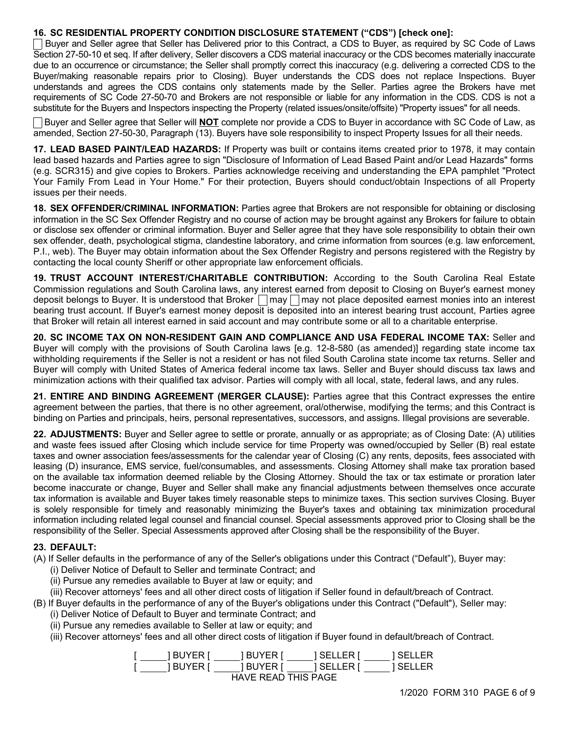**16. SC RESIDENTIAL PROPERTY CONDITION DISCLOSURE STATEMENT ("CDS") [check one]:**

☐ Buyer and Seller agree that Seller has Delivered prior to this Contract, a CDS to Buyer, as required by SC Code of Laws Section 27-50-10 et seq. If after delivery, Seller discovers a CDS material inaccuracy or the CDS becomes materially inaccurate due to an occurrence or circumstance; the Seller shall promptly correct this inaccuracy (e.g. delivering a corrected CDS to the Buyer/making reasonable repairs prior to Closing). Buyer understands the CDS does not replace Inspections. Buyer understands and agrees the CDS contains only statements made by the Seller. Parties agree the Brokers have met requirements of SC Code 27-50-70 and Brokers are not responsible or liable for any information in the CDS. CDS is not a substitute for the Buyers and Inspectors inspecting the Property (related issues/onsite/offsite) "Property issues" for all needs.

☐ Buyer and Seller agree that Seller will **NOT** complete nor provide a CDS to Buyer in accordance with SC Code of Law, as amended, Section 27-50-30, Paragraph (13). Buyers have sole responsibility to inspect Property Issues for all their needs.

**17. LEAD BASED PAINT/LEAD HAZARDS:** If Property was built or contains items created prior to 1978, it may contain lead based hazards and Parties agree to sign "Disclosure of Information of Lead Based Paint and/or Lead Hazards" forms (e.g. SCR315) and give copies to Brokers. Parties acknowledge receiving and understanding the EPA pamphlet "Protect Your Family From Lead in Your Home." For their protection, Buyers should conduct/obtain Inspections of all Property issues per their needs.

**18. SEX OFFENDER/CRIMINAL INFORMATION:** Parties agree that Brokers are not responsible for obtaining or disclosing information in the SC Sex Offender Registry and no course of action may be brought against any Brokers for failure to obtain or disclose sex offender or criminal information. Buyer and Seller agree that they have sole responsibility to obtain their own sex offender, death, psychological stigma, clandestine laboratory, and crime information from sources (e.g. law enforcement, P.I., web). The Buyer may obtain information about the Sex Offender Registry and persons registered with the Registry by contacting the local county Sheriff or other appropriate law enforcement officials.

**19. TRUST ACCOUNT INTEREST/CHARITABLE CONTRIBUTION:** According to the South Carolina Real Estate Commission regulations and South Carolina laws, any interest earned from deposit to Closing on Buyer's earnest money deposit belongs to Buyer. It is understood that Broker ☐ may ☐ may not place deposited earnest monies into an interest bearing trust account. If Buyer's earnest money deposit is deposited into an interest bearing trust account, Parties agree that Broker will retain all interest earned in said account and may contribute some or all to a charitable enterprise.

**20. SC INCOME TAX ON NON-RESIDENT GAIN AND COMPLIANCE AND USA FEDERAL INCOME TAX:** Seller and Buyer will comply with the provisions of South Carolina laws [e.g. 12-8-580 (as amended)] regarding state income tax withholding requirements if the Seller is not a resident or has not filed South Carolina state income tax returns. Seller and Buyer will comply with United States of America federal income tax laws. Seller and Buyer should discuss tax laws and minimization actions with their qualified tax advisor. Parties will comply with all local, state, federal laws, and any rules.

**21. ENTIRE AND BINDING AGREEMENT (MERGER CLAUSE):** Parties agree that this Contract expresses the entire agreement between the parties, that there is no other agreement, oral/otherwise, modifying the terms; and this Contract is binding on Parties and principals, heirs, personal representatives, successors, and assigns. Illegal provisions are severable.

**22. ADJUSTMENTS:** Buyer and Seller agree to settle or prorate, annually or as appropriate; as of Closing Date: (A) utilities and waste fees issued after Closing which include service for time Property was owned/occupied by Seller (B) real estate taxes and owner association fees/assessments for the calendar year of Closing (C) any rents, deposits, fees associated with leasing (D) insurance, EMS service, fuel/consumables, and assessments. Closing Attorney shall make tax proration based on the available tax information deemed reliable by the Closing Attorney. Should the tax or tax estimate or proration later become inaccurate or change, Buyer and Seller shall make any financial adjustments between themselves once accurate tax information is available and Buyer takes timely reasonable steps to minimize taxes. This section survives Closing. Buyer is solely responsible for timely and reasonably minimizing the Buyer's taxes and obtaining tax minimization procedural information including related legal counsel and financial counsel. Special assessments approved prior to Closing shall be the responsibility of the Seller. Special Assessments approved after Closing shall be the responsibility of the Buyer.

**23. DEFAULT:**

(A) If Seller defaults in the performance of any of the Seller's obligations under this Contract ("Default"), Buyer may:
   (i) Deliver Notice of Default to Seller and terminate Contract; and
   (ii) Pursue any remedies available to Buyer at law or equity; and
   (iii) Recover attorneys' fees and all other direct costs of litigation if Seller found in default/breach of Contract.

(B) If Buyer defaults in the performance of any of the Buyer's obligations under this Contract ("Default"), Seller may:
   (i) Deliver Notice of Default to Buyer and terminate Contract; and
   (ii) Pursue any remedies available to Seller at law or equity; and
   (iii) Recover attorneys' fees and all other direct costs of litigation if Buyer found in default/breach of Contract.

[ _____ ] BUYER [ _____ ] BUYER [ _____ ] SELLER [ _____ ] SELLER
[ _____ ] BUYER [ _____ ] BUYER [ _____ ] SELLER [ _____ ] SELLER
HAVE READ THIS PAGE

1/2020 FORM 310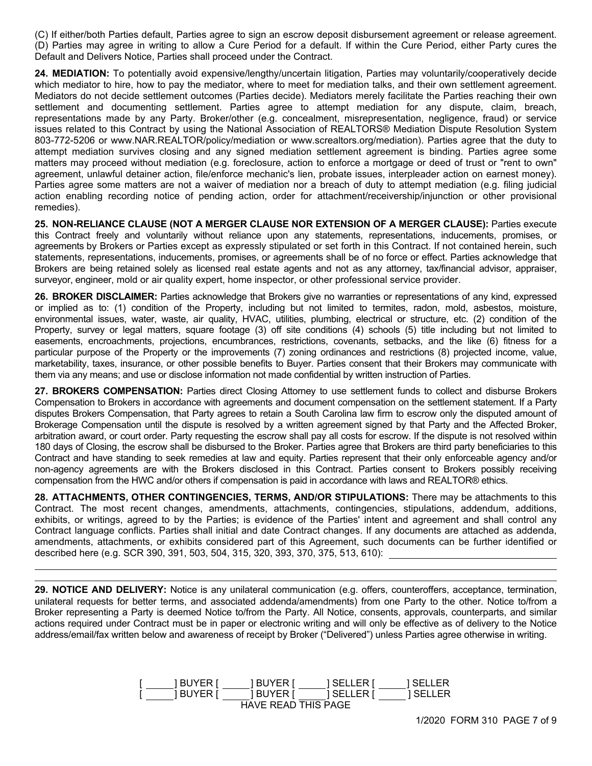(C) If either/both Parties default, Parties agree to sign an escrow deposit disbursement agreement or release agreement. (D) Parties may agree in writing to allow a Cure Period for a default. If within the Cure Period, either Party cures the Default and Delivers Notice, Parties shall proceed under the Contract.

**24. MEDIATION:** To potentially avoid expensive/lengthy/uncertain litigation, Parties may voluntarily/cooperatively decide which mediator to hire, how to pay the mediator, where to meet for mediation talks, and their own settlement agreement. Mediators do not decide settlement outcomes (Parties decide). Mediators merely facilitate the Parties reaching their own settlement and documenting settlement. Parties agree to attempt mediation for any dispute, claim, breach, representations made by any Party. Broker/other (e.g. concealment, misrepresentation, negligence, fraud) or service issues related to this Contract by using the National Association of REALTORS® Mediation Dispute Resolution System 803-772-5206 or www.NAR.REALTOR/policy/mediation or www.screaltors.org/mediation). Parties agree that the duty to attempt mediation survives closing and any signed mediation settlement agreement is binding. Parties agree some matters may proceed without mediation (e.g. foreclosure, action to enforce a mortgage or deed of trust or "rent to own" agreement, unlawful detainer action, file/enforce mechanic's lien, probate issues, interpleader action on earnest money). Parties agree some matters are not a waiver of mediation nor a breach of duty to attempt mediation (e.g. filing judicial action enabling recording notice of pending action, order for attachment/receivership/injunction or other provisional remedies).

**25. NON-RELIANCE CLAUSE (NOT A MERGER CLAUSE NOR EXTENSION OF A MERGER CLAUSE):** Parties execute this Contract freely and voluntarily without reliance upon any statements, representations, inducements, promises, or agreements by Brokers or Parties except as expressly stipulated or set forth in this Contract. If not contained herein, such statements, representations, inducements, promises, or agreements shall be of no force or effect. Parties acknowledge that Brokers are being retained solely as licensed real estate agents and not as any attorney, tax/financial advisor, appraiser, surveyor, engineer, mold or air quality expert, home inspector, or other professional service provider.

**26. BROKER DISCLAIMER:** Parties acknowledge that Brokers give no warranties or representations of any kind, expressed or implied as to: (1) condition of the Property, including but not limited to termites, radon, mold, asbestos, moisture, environmental issues, water, waste, air quality, HVAC, utilities, plumbing, electrical or structure, etc. (2) condition of the Property, survey or legal matters, square footage (3) off site conditions (4) schools (5) title including but not limited to easements, encroachments, projections, encumbrances, restrictions, covenants, setbacks, and the like (6) fitness for a particular purpose of the Property or the improvements (7) zoning ordinances and restrictions (8) projected income, value, marketability, taxes, insurance, or other possible benefits to Buyer. Parties consent that their Brokers may communicate with them via any means; and use or disclose information not made confidential by written instruction of Parties.

**27. BROKERS COMPENSATION:** Parties direct Closing Attorney to use settlement funds to collect and disburse Brokers Compensation to Brokers in accordance with agreements and document compensation on the settlement statement. If a Party disputes Brokers Compensation, that Party agrees to retain a South Carolina law firm to escrow only the disputed amount of Brokerage Compensation until the dispute is resolved by a written agreement signed by that Party and the Affected Broker, arbitration award, or court order. Party requesting the escrow shall pay all costs for escrow. If the dispute is not resolved within 180 days of Closing, the escrow shall be disbursed to the Broker. Parties agree that Brokers are third party beneficiaries to this Contract and have standing to seek remedies at law and equity. Parties represent that their only enforceable agency and/or non-agency agreements are with the Brokers disclosed in this Contract. Parties consent to Brokers possibly receiving compensation from the HWC and/or others if compensation is paid in accordance with laws and REALTOR® ethics.

**28. ATTACHMENTS, OTHER CONTINGENCIES, TERMS, AND/OR STIPULATIONS:** There may be attachments to this Contract. The most recent changes, amendments, attachments, contingencies, stipulations, addendum, additions, exhibits, or writings, agreed to by the Parties; is evidence of the Parties' intent and agreement and shall control any Contract language conflicts. Parties shall initial and date Contract changes. If any documents are attached as addenda, amendments, attachments, or exhibits considered part of this Agreement, such documents can be further identified or described here (e.g. SCR 390, 391, 503, 504, 315, 320, 393, 370, 375, 513, 610): ______________________________

______________________________________________________________________________

______________________________________________________________________________

**29. NOTICE AND DELIVERY:** Notice is any unilateral communication (e.g. offers, counteroffers, acceptance, termination, unilateral requests for better terms, and associated addenda/amendments) from one Party to the other. Notice to/from a Broker representing a Party is deemed Notice to/from the Party. All Notice, consents, approvals, counterparts, and similar actions required under Contract must be in paper or electronic writing and will only be effective as of delivery to the Notice address/email/fax written below and awareness of receipt by Broker ("Delivered") unless Parties agree otherwise in writing.

[ _____ ] BUYER [ _____ ] BUYER [ _____ ] SELLER [ _____ ] SELLER
[ _____ ] BUYER [ _____ ] BUYER [ _____ ] SELLER [ _____ ] SELLER
HAVE READ THIS PAGE

1/2020 FORM 310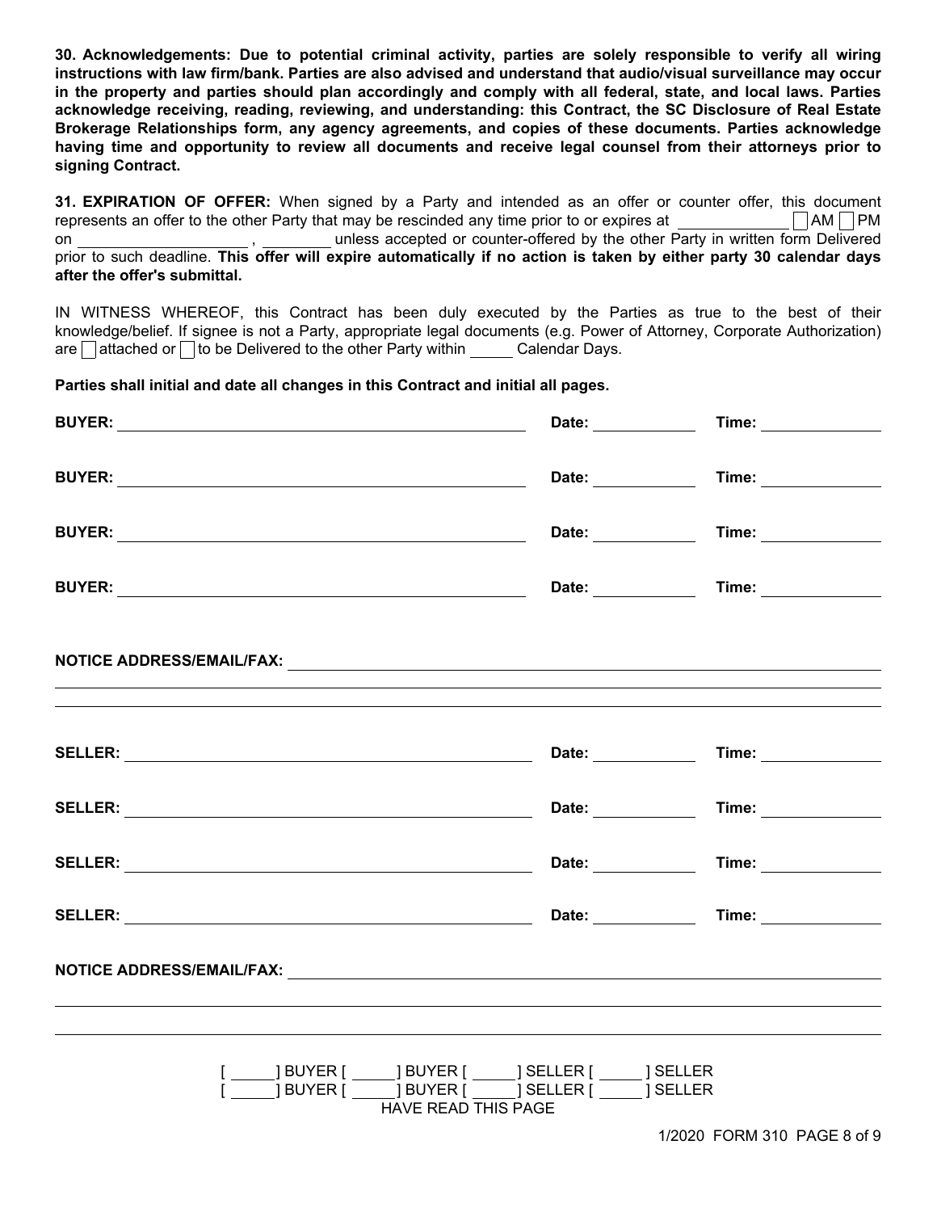**30. Acknowledgements: Due to potential criminal activity, parties are solely responsible to verify all wiring instructions with law firm/bank. Parties are also advised and understand that audio/visual surveillance may occur in the property and parties should plan accordingly and comply with all federal, state, and local laws. Parties acknowledge receiving, reading, reviewing, and understanding: this Contract, the SC Disclosure of Real Estate Brokerage Relationships form, any agency agreements, and copies of these documents. Parties acknowledge having time and opportunity to review all documents and receive legal counsel from their attorneys prior to signing Contract.**

**31. EXPIRATION OF OFFER:** When signed by a Party and intended as an offer or counter offer, this document represents an offer to the other Party that may be rescinded any time prior to or expires at ____________ ☐ AM ☐ PM on ____________________ , ________ unless accepted or counter-offered by the other Party in written form Delivered prior to such deadline. **This offer will expire automatically if no action is taken by either party 30 calendar days after the offer's submittal.**

IN WITNESS WHEREOF, this Contract has been duly executed by the Parties as true to the best of their knowledge/belief. If signee is not a Party, appropriate legal documents (e.g. Power of Attorney, Corporate Authorization) are ☐ attached or ☐ to be Delivered to the other Party within _____ Calendar Days.

**Parties shall initial and date all changes in this Contract and initial all pages.**

**BUYER:** ________________________________________ **Date:** ____________ **Time:** ____________

**BUYER:** ________________________________________ **Date:** ____________ **Time:** ____________

**BUYER:** ________________________________________ **Date:** ____________ **Time:** ____________

**BUYER:** ________________________________________ **Date:** ____________ **Time:** ____________

**NOTICE ADDRESS/EMAIL/FAX:** ________________________________________

________________________________________

________________________________________

**SELLER:** ________________________________________ **Date:** ____________ **Time:** ____________

**SELLER:** ________________________________________ **Date:** ____________ **Time:** ____________

**SELLER:** ________________________________________ **Date:** ____________ **Time:** ____________

**SELLER:** ________________________________________ **Date:** ____________ **Time:** ____________

**NOTICE ADDRESS/EMAIL/FAX:** ________________________________________

________________________________________

________________________________________

[ _____ ] BUYER [ _____ ] BUYER [ _____ ] SELLER [ _____ ] SELLER
[ _____ ] BUYER [ _____ ] BUYER [ _____ ] SELLER [ _____ ] SELLER
HAVE READ THIS PAGE

1/2020 FORM 310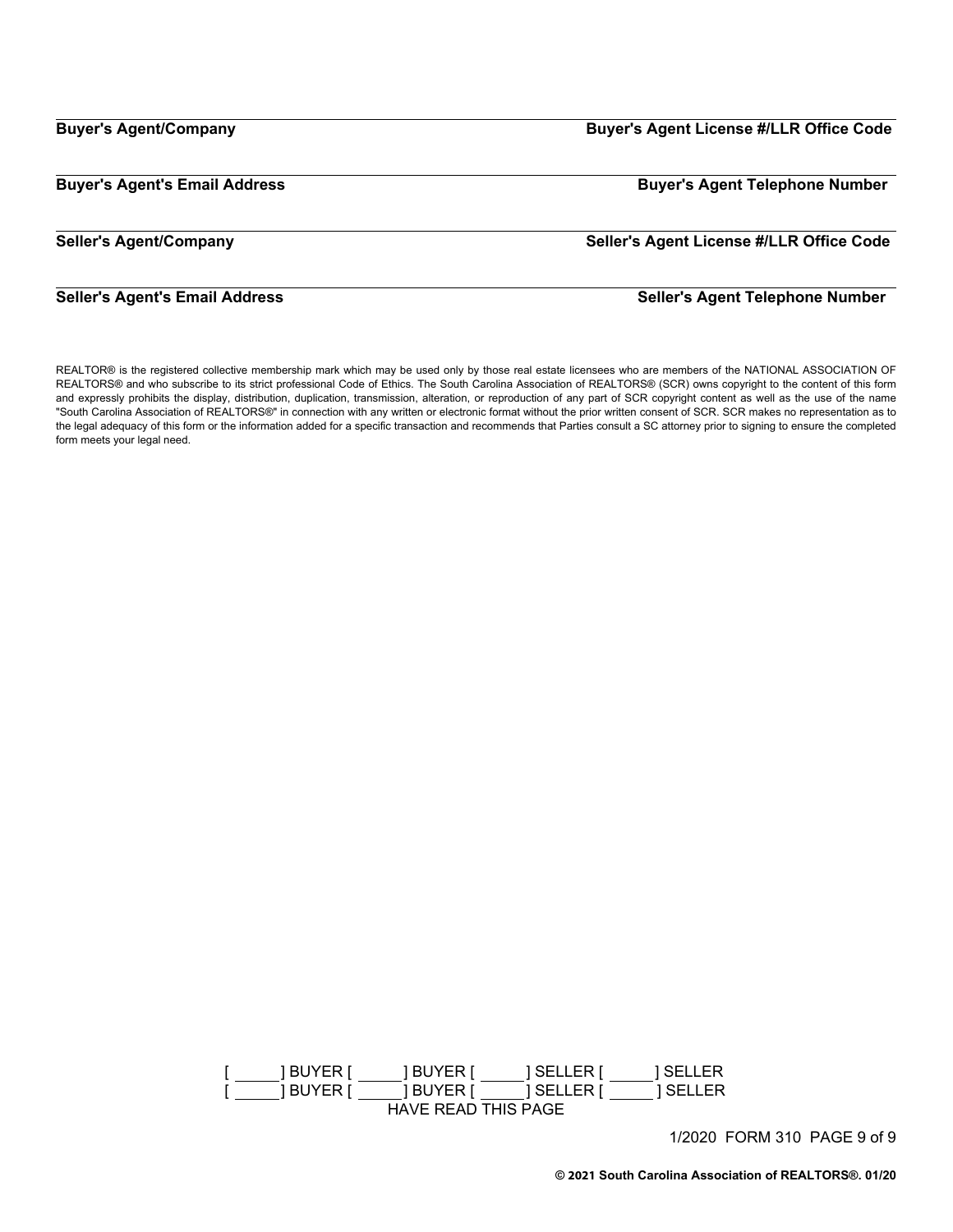| | |
|---|---|
| **Buyer's Agent/Company** | **Buyer's Agent License #/LLR Office Code** |
| **Buyer's Agent's Email Address** | **Buyer's Agent Telephone Number** |
| **Seller's Agent/Company** | **Seller's Agent License #/LLR Office Code** |
| **Seller's Agent's Email Address** | **Seller's Agent Telephone Number** |

REALTOR® is the registered collective membership mark which may be used only by those real estate licensees who are members of the NATIONAL ASSOCIATION OF REALTORS® and who subscribe to its strict professional Code of Ethics. The South Carolina Association of REALTORS® (SCR) owns copyright to the content of this form and expressly prohibits the display, distribution, duplication, transmission, alteration, or reproduction of any part of SCR copyright content as well as the use of the name "South Carolina Association of REALTORS®" in connection with any written or electronic format without the prior written consent of SCR. SCR makes no representation as to the legal adequacy of this form or the information added for a specific transaction and recommends that Parties consult a SC attorney prior to signing to ensure the completed form meets your legal need.

[ _____ ] BUYER [ _____ ] BUYER [ _____ ] SELLER [ _____ ] SELLER
[ _____ ] BUYER [ _____ ] BUYER [ _____ ] SELLER [ _____ ] SELLER
HAVE READ THIS PAGE

1/2020 FORM 310

© 2021 South Carolina Association of REALTORS®. 01/20